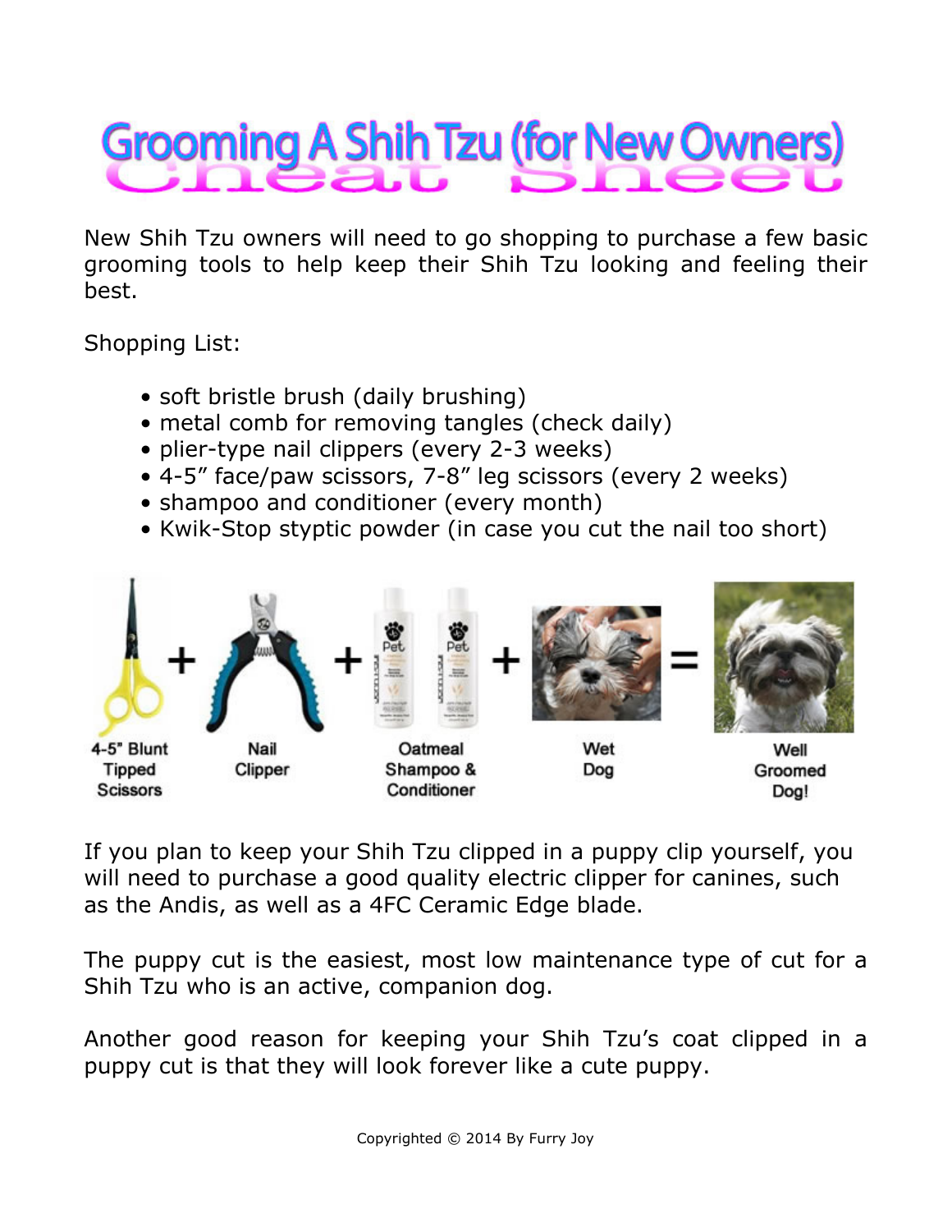# Grooming A Shih Tzu (for New Owners) Cheat Sheet

New Shih Tzu owners will need to go shopping to purchase a few basic grooming tools to help keep their Shih Tzu looking and feeling their best.

Shopping List:

- soft bristle brush (daily brushing)
- metal comb for removing tangles (check daily)
- plier-type nail clippers (every 2-3 weeks)
- 4-5" face/paw scissors, 7-8" leg scissors (every 2 weeks)
- shampoo and conditioner (every month)
- Kwik-Stop styptic powder (in case you cut the nail too short)

4-5" Blunt Tipped Scissors + Nail Clipper + Oatmeal Shampoo & Conditioner + Wet Dog = Well Groomed Dog!

If you plan to keep your Shih Tzu clipped in a puppy clip yourself, you will need to purchase a good quality electric clipper for canines, such as the Andis, as well as a 4FC Ceramic Edge blade.

The puppy cut is the easiest, most low maintenance type of cut for a Shih Tzu who is an active, companion dog.

Another good reason for keeping your Shih Tzu's coat clipped in a puppy cut is that they will look forever like a cute puppy.

Copyrighted © 2014 By Furry Joy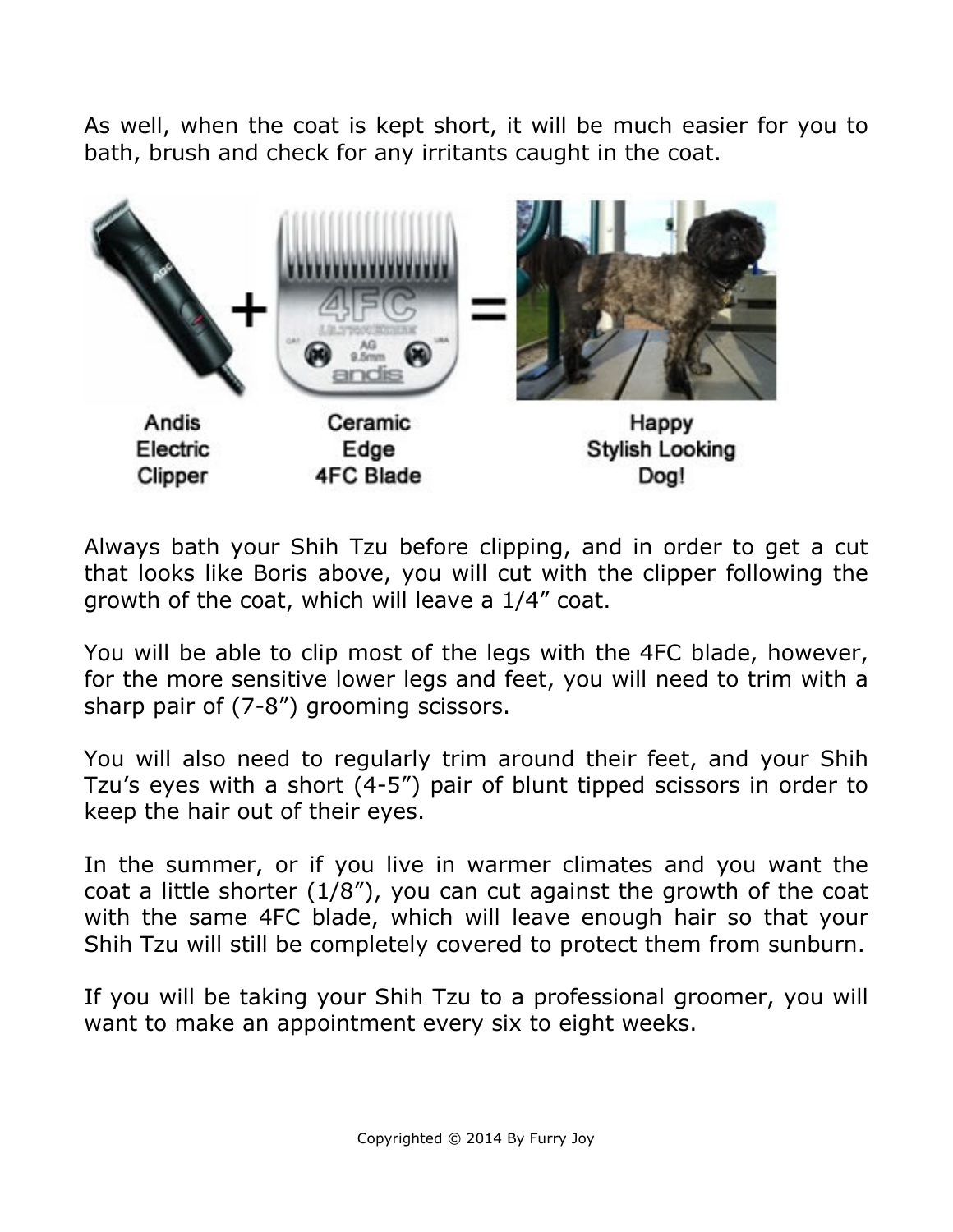As well, when the coat is kept short, it will be much easier for you to bath, brush and check for any irritants caught in the coat.

Andis Electric Clipper + Ceramic Edge 4FC Blade = Happy Stylish Looking Dog!

Always bath your Shih Tzu before clipping, and in order to get a cut that looks like Boris above, you will cut with the clipper following the growth of the coat, which will leave a 1/4" coat.

You will be able to clip most of the legs with the 4FC blade, however, for the more sensitive lower legs and feet, you will need to trim with a sharp pair of (7-8") grooming scissors.

You will also need to regularly trim around their feet, and your Shih Tzu's eyes with a short (4-5") pair of blunt tipped scissors in order to keep the hair out of their eyes.

In the summer, or if you live in warmer climates and you want the coat a little shorter (1/8"), you can cut against the growth of the coat with the same 4FC blade, which will leave enough hair so that your Shih Tzu will still be completely covered to protect them from sunburn.

If you will be taking your Shih Tzu to a professional groomer, you will want to make an appointment every six to eight weeks.